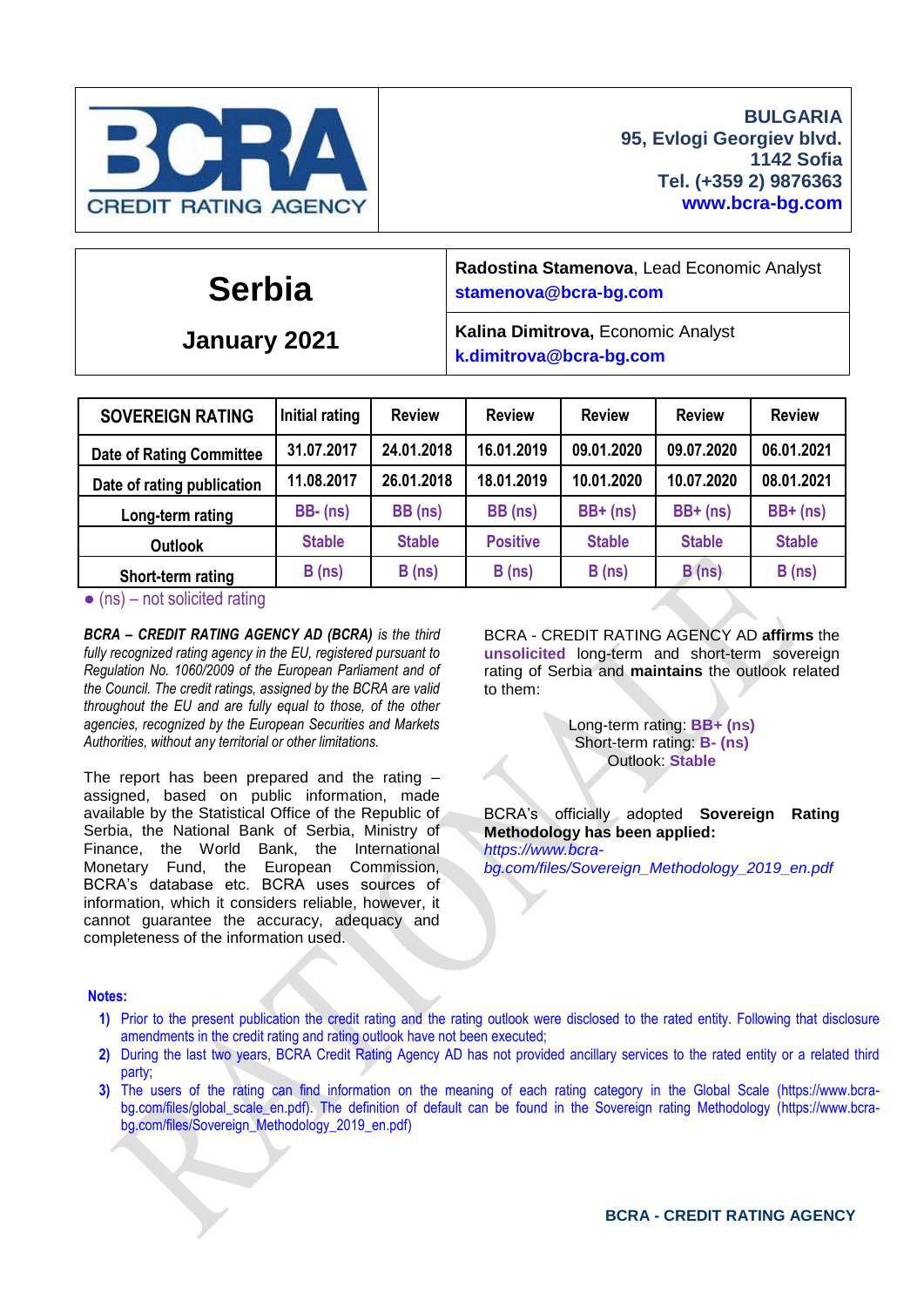**BCRA CREDIT RATING AGENCY**

**BULGARIA**
**95, Evlogi Georgiev blvd.**
**1142 Sofia**
**Tel. (+359 2) 9876363**
**www.bcra-bg.com**

# Serbia

## January 2021

**Radostina Stamenova**, Lead Economic Analyst
**stamenova@bcra-bg.com**

**Kalina Dimitrova,** Economic Analyst
**k.dimitrova@bcra-bg.com**

| SOVEREIGN RATING | Initial rating | Review | Review | Review | Review | Review |
|---|---|---|---|---|---|---|
| Date of Rating Committee | 31.07.2017 | 24.01.2018 | 16.01.2019 | 09.01.2020 | 09.07.2020 | 06.01.2021 |
| Date of rating publication | 11.08.2017 | 26.01.2018 | 18.01.2019 | 10.01.2020 | 10.07.2020 | 08.01.2021 |
| Long-term rating | BB- (ns) | BB (ns) | BB (ns) | BB+ (ns) | BB+ (ns) | BB+ (ns) |
| Outlook | Stable | Stable | Positive | Stable | Stable | Stable |
| Short-term rating | B (ns) | B (ns) | B (ns) | B (ns) | B (ns) | B (ns) |

● (ns) – not solicited rating

***BCRA – CREDIT RATING AGENCY AD (BCRA)*** *is the third fully recognized rating agency in the EU, registered pursuant to Regulation No. 1060/2009 of the European Parliament and of the Council. The credit ratings, assigned by the BCRA are valid throughout the EU and are fully equal to those, of the other agencies, recognized by the European Securities and Markets Authorities, without any territorial or other limitations.*

The report has been prepared and the rating – assigned, based on public information, made available by the Statistical Office of the Republic of Serbia, the National Bank of Serbia, Ministry of Finance, the World Bank, the International Monetary Fund, the European Commission, BCRA's database etc. BCRA uses sources of information, which it considers reliable, however, it cannot guarantee the accuracy, adequacy and completeness of the information used.

BCRA - CREDIT RATING AGENCY AD **affirms** the **unsolicited** long-term and short-term sovereign rating of Serbia and **maintains** the outlook related to them:

Long-term rating: **BB+ (ns)**
Short-term rating: **B- (ns)**
Outlook: **Stable**

BCRA's officially adopted **Sovereign Rating Methodology has been applied:**
*https://www.bcra-bg.com/files/Sovereign_Methodology_2019_en.pdf*

**Notes:**

1) Prior to the present publication the credit rating and the rating outlook were disclosed to the rated entity. Following that disclosure amendments in the credit rating and rating outlook have not been executed;
2) During the last two years, BCRA Credit Rating Agency AD has not provided ancillary services to the rated entity or a related third party;
3) The users of the rating can find information on the meaning of each rating category in the Global Scale (https://www.bcra-bg.com/files/global_scale_en.pdf). The definition of default can be found in the Sovereign rating Methodology (https://www.bcra-bg.com/files/Sovereign_Methodology_2019_en.pdf)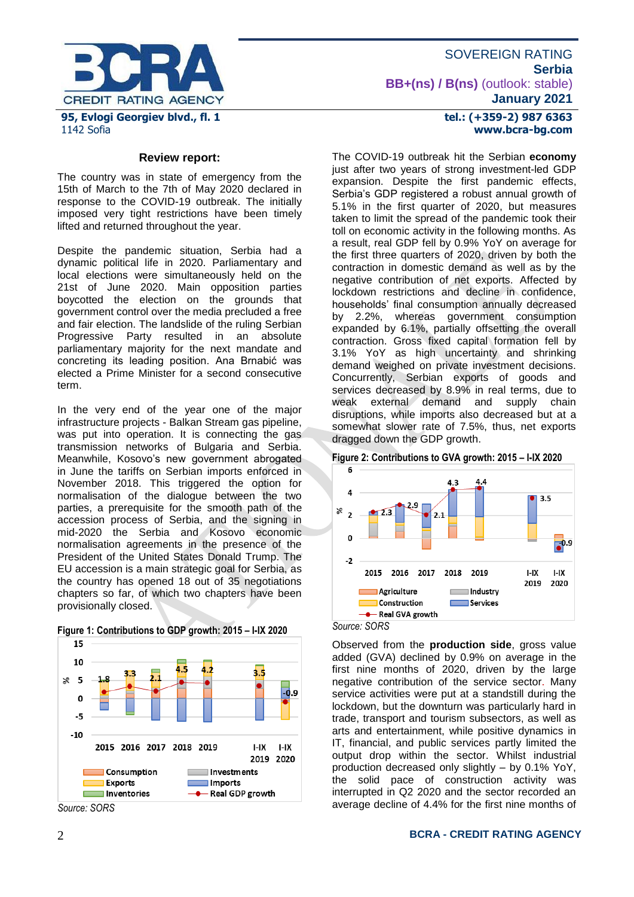## Review report:

The country was in state of emergency from the 15th of March to the 7th of May 2020 declared in response to the COVID-19 outbreak. The initially imposed very tight restrictions have been timely lifted and returned throughout the year.

Despite the pandemic situation, Serbia had a dynamic political life in 2020. Parliamentary and local elections were simultaneously held on the 21st of June 2020. Main opposition parties boycotted the election on the grounds that government control over the media precluded a free and fair election. The landslide of the ruling Serbian Progressive Party resulted in an absolute parliamentary majority for the next mandate and concreting its leading position. Ana Brnabić was elected a Prime Minister for a second consecutive term.

In the very end of the year one of the major infrastructure projects - Balkan Stream gas pipeline, was put into operation. It is connecting the gas transmission networks of Bulgaria and Serbia. Meanwhile, Kosovo's new government abrogated in June the tariffs on Serbian imports enforced in November 2018. This triggered the option for normalisation of the dialogue between the two parties, a prerequisite for the smooth path of the accession process of Serbia, and the signing in mid-2020 the Serbia and Kosovo economic normalisation agreements in the presence of the President of the United States Donald Trump. The EU accession is a main strategic goal for Serbia, as the country has opened 18 out of 35 negotiations chapters so far, of which two chapters have been provisionally closed.

**Figure 1: Contributions to GDP growth: 2015 – I-IX 2020**

Real GDP growth (%): 2015: 1.8; 2016: 3.3; 2017: 2.1; 2018: 4.5; 2019: 4.2; I-IX 2019: 3.5; I-IX 2020: -0.9

Legend: Consumption, Investments, Exports, Imports, Inventories, Real GDP growth

*Source: SORS*

The COVID-19 outbreak hit the Serbian **economy** just after two years of strong investment-led GDP expansion. Despite the first pandemic effects, Serbia's GDP registered a robust annual growth of 5.1% in the first quarter of 2020, but measures taken to limit the spread of the pandemic took their toll on economic activity in the following months. As a result, real GDP fell by 0.9% YoY on average for the first three quarters of 2020, driven by both the contraction in domestic demand as well as by the negative contribution of net exports. Affected by lockdown restrictions and decline in confidence, households' final consumption annually decreased by 2.2%, whereas government consumption expanded by 6.1%, partially offsetting the overall contraction. Gross fixed capital formation fell by 3.1% YoY as high uncertainty and shrinking demand weighed on private investment decisions. Concurrently, Serbian exports of goods and services decreased by 8.9% in real terms, due to weak external demand and supply chain disruptions, while imports also decreased but at a somewhat slower rate of 7.5%, thus, net exports dragged down the GDP growth.

**Figure 2: Contributions to GVA growth: 2015 – I-IX 2020**

Real GVA growth (%): 2015: 2.3; 2016: 2.9; 2017: 2.1; 2018: 4.3; 2019: 4.4; I-IX 2019: 3.5; I-IX 2020: -0.9

Legend: Agriculture, Industry, Construction, Services, Real GVA growth

*Source: SORS*

Observed from the **production side**, gross value added (GVA) declined by 0.9% on average in the first nine months of 2020, driven by the large negative contribution of the service sector. Many service activities were put at a standstill during the lockdown, but the downturn was particularly hard in trade, transport and tourism subsectors, as well as arts and entertainment, while positive dynamics in IT, financial, and public services partly limited the output drop within the sector. Whilst industrial production decreased only slightly – by 0.1% YoY, the solid pace of construction activity was interrupted in Q2 2020 and the sector recorded an average decline of 4.4% for the first nine months of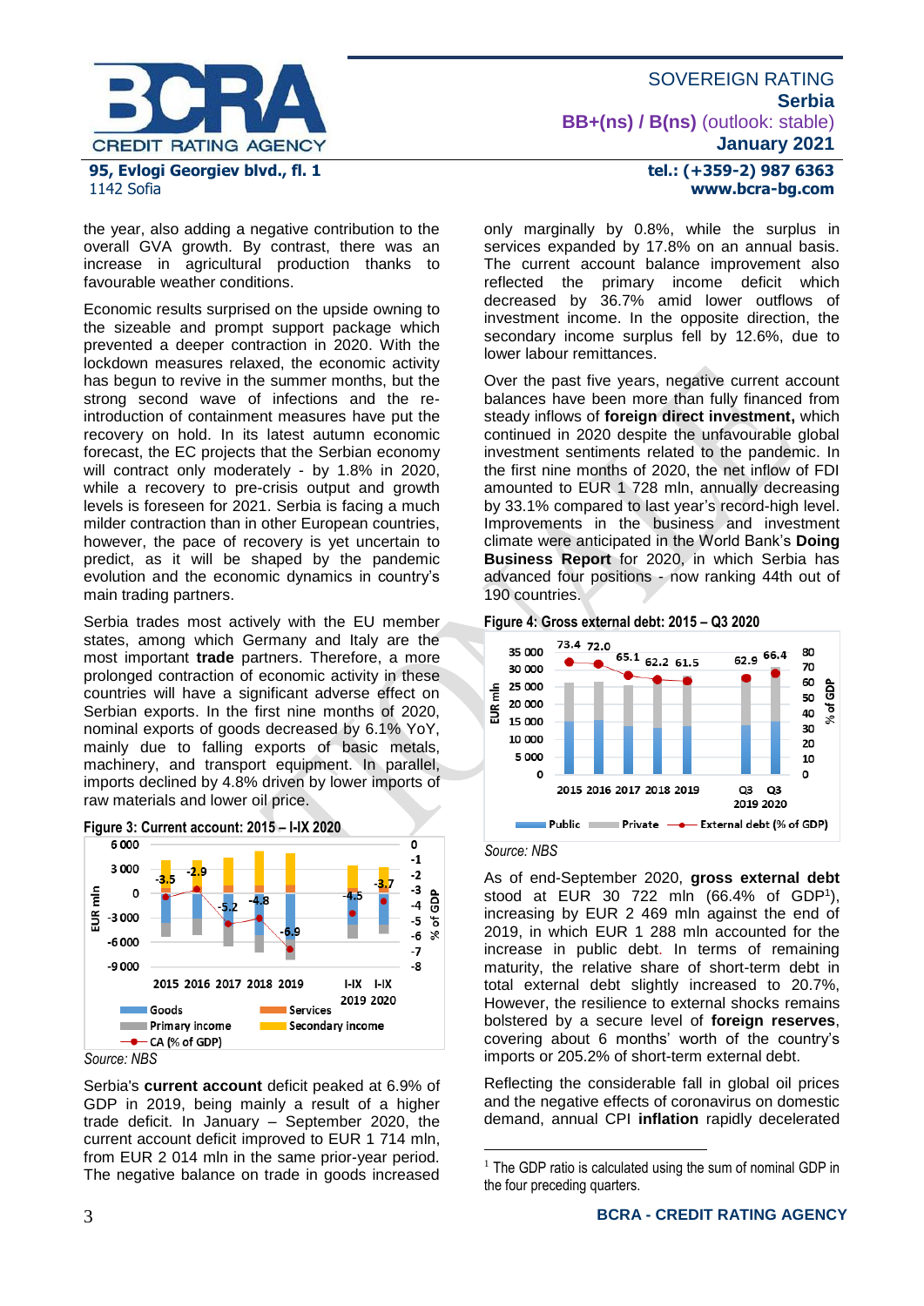the year, also adding a negative contribution to the overall GVA growth. By contrast, there was an increase in agricultural production thanks to favourable weather conditions.

Economic results surprised on the upside owning to the sizeable and prompt support package which prevented a deeper contraction in 2020. With the lockdown measures relaxed, the economic activity has begun to revive in the summer months, but the strong second wave of infections and the re-introduction of containment measures have put the recovery on hold. In its latest autumn economic forecast, the EC projects that the Serbian economy will contract only moderately - by 1.8% in 2020, while a recovery to pre-crisis output and growth levels is foreseen for 2021. Serbia is facing a much milder contraction than in other European countries, however, the pace of recovery is yet uncertain to predict, as it will be shaped by the pandemic evolution and the economic dynamics in country's main trading partners.

Serbia trades most actively with the EU member states, among which Germany and Italy are the most important **trade** partners. Therefore, a more prolonged contraction of economic activity in these countries will have a significant adverse effect on Serbian exports. In the first nine months of 2020, nominal exports of goods decreased by 6.1% YoY, mainly due to falling exports of basic metals, machinery, and transport equipment. In parallel, imports declined by 4.8% driven by lower imports of raw materials and lower oil price.

**Figure 3: Current account: 2015 – I-IX 2020**

*Source: NBS*

Serbia's **current account** deficit peaked at 6.9% of GDP in 2019, being mainly a result of a higher trade deficit. In January – September 2020, the current account deficit improved to EUR 1 714 mln, from EUR 2 014 mln in the same prior-year period. The negative balance on trade in goods increased only marginally by 0.8%, while the surplus in services expanded by 17.8% on an annual basis. The current account balance improvement also reflected the primary income deficit which decreased by 36.7% amid lower outflows of investment income. In the opposite direction, the secondary income surplus fell by 12.6%, due to lower labour remittances.

Over the past five years, negative current account balances have been more than fully financed from steady inflows of **foreign direct investment,** which continued in 2020 despite the unfavourable global investment sentiments related to the pandemic. In the first nine months of 2020, the net inflow of FDI amounted to EUR 1 728 mln, annually decreasing by 33.1% compared to last year's record-high level. Improvements in the business and investment climate were anticipated in the World Bank's **Doing Business Report** for 2020, in which Serbia has advanced four positions - now ranking 44th out of 190 countries.

**Figure 4: Gross external debt: 2015 – Q3 2020**

*Source: NBS*

As of end-September 2020, **gross external debt** stood at EUR 30 722 mln (66.4% of GDP[1]), increasing by EUR 2 469 mln against the end of 2019, in which EUR 1 288 mln accounted for the increase in public debt. In terms of remaining maturity, the relative share of short-term debt in total external debt slightly increased to 20.7%, However, the resilience to external shocks remains bolstered by a secure level of **foreign reserves**, covering about 6 months' worth of the country's imports or 205.2% of short-term external debt.

Reflecting the considerable fall in global oil prices and the negative effects of coronavirus on domestic demand, annual CPI **inflation** rapidly decelerated

[1] The GDP ratio is calculated using the sum of nominal GDP in the four preceding quarters.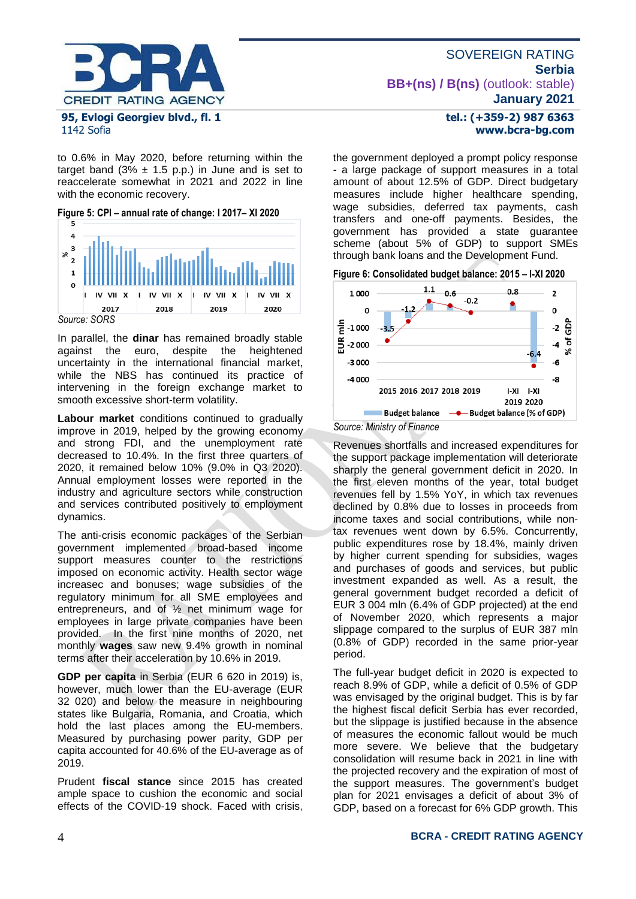to 0.6% in May 2020, before returning within the target band (3% ± 1.5 p.p.) in June and is set to reaccelerate somewhat in 2021 and 2022 in line with the economic recovery.

**Figure 5: CPI – annual rate of change: I 2017– XI 2020**

*Source: SORS*

In parallel, the **dinar** has remained broadly stable against the euro, despite the heightened uncertainty in the international financial market, while the NBS has continued its practice of intervening in the foreign exchange market to smooth excessive short-term volatility.

**Labour market** conditions continued to gradually improve in 2019, helped by the growing economy and strong FDI, and the unemployment rate decreased to 10.4%. In the first three quarters of 2020, it remained below 10% (9.0% in Q3 2020). Annual employment losses were reported in the industry and agriculture sectors while construction and services contributed positively to employment dynamics.

The anti-crisis economic packages of the Serbian government implemented broad-based income support measures counter to the restrictions imposed on economic activity. Health sector wage increasec and bonuses; wage subsidies of the regulatory minimum for all SME employees and entrepreneurs, and of ½ net minimum wage for employees in large private companies have been provided. In the first nine months of 2020, net monthly **wages** saw new 9.4% growth in nominal terms after their acceleration by 10.6% in 2019.

**GDP per capita** in Serbia (EUR 6 620 in 2019) is, however, much lower than the EU-average (EUR 32 020) and below the measure in neighbouring states like Bulgaria, Romania, and Croatia, which hold the last places among the EU-members. Measured by purchasing power parity, GDP per capita accounted for 40.6% of the EU-average as of 2019.

Prudent **fiscal stance** since 2015 has created ample space to cushion the economic and social effects of the COVID-19 shock. Faced with crisis, the government deployed a prompt policy response - a large package of support measures in a total amount of about 12.5% of GDP. Direct budgetary measures include higher healthcare spending, wage subsidies, deferred tax payments, cash transfers and one-off payments. Besides, the government has provided a state guarantee scheme (about 5% of GDP) to support SMEs through bank loans and the Development Fund.

**Figure 6: Consolidated budget balance: 2015 – I-XI 2020**

*Source: Ministry of Finance*

Revenues shortfalls and increased expenditures for the support package implementation will deteriorate sharply the general government deficit in 2020. In the first eleven months of the year, total budget revenues fell by 1.5% YoY, in which tax revenues declined by 0.8% due to losses in proceeds from income taxes and social contributions, while non-tax revenues went down by 6.5%. Concurrently, public expenditures rose by 18.4%, mainly driven by higher current spending for subsidies, wages and purchases of goods and services, but public investment expanded as well. As a result, the general government budget recorded a deficit of EUR 3 004 mln (6.4% of GDP projected) at the end of November 2020, which represents a major slippage compared to the surplus of EUR 387 mln (0.8% of GDP) recorded in the same prior-year period.

The full-year budget deficit in 2020 is expected to reach 8.9% of GDP, while a deficit of 0.5% of GDP was envisaged by the original budget. This is by far the highest fiscal deficit Serbia has ever recorded, but the slippage is justified because in the absence of measures the economic fallout would be much more severe. We believe that the budgetary consolidation will resume back in 2021 in line with the projected recovery and the expiration of most of the support measures. The government's budget plan for 2021 envisages a deficit of about 3% of GDP, based on a forecast for 6% GDP growth. This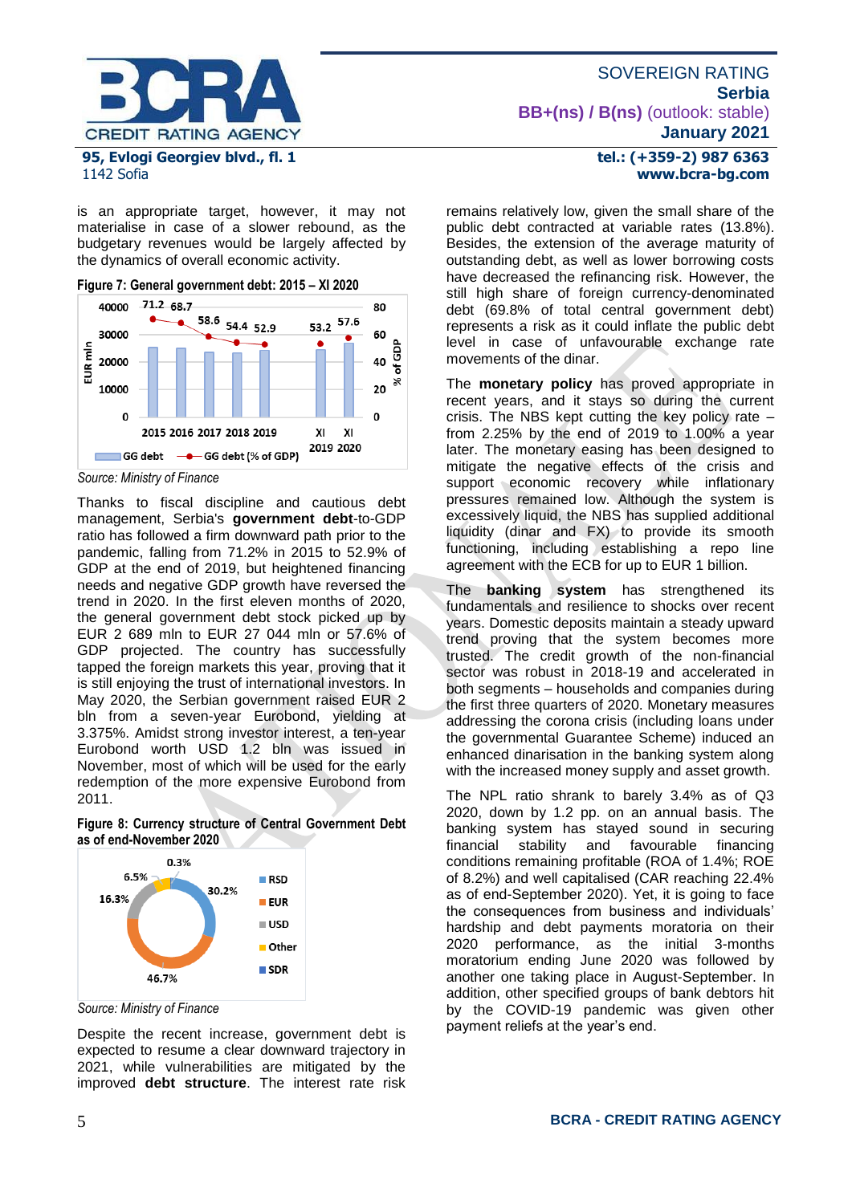is an appropriate target, however, it may not materialise in case of a slower rebound, as the budgetary revenues would be largely affected by the dynamics of overall economic activity.

**Figure 7: General government debt: 2015 – XI 2020**

*Source: Ministry of Finance*

Thanks to fiscal discipline and cautious debt management, Serbia's **government debt**-to-GDP ratio has followed a firm downward path prior to the pandemic, falling from 71.2% in 2015 to 52.9% of GDP at the end of 2019, but heightened financing needs and negative GDP growth have reversed the trend in 2020. In the first eleven months of 2020, the general government debt stock picked up by EUR 2 689 mln to EUR 27 044 mln or 57.6% of GDP projected. The country has successfully tapped the foreign markets this year, proving that it is still enjoying the trust of international investors. In May 2020, the Serbian government raised EUR 2 bln from a seven-year Eurobond, yielding at 3.375%. Amidst strong investor interest, a ten-year Eurobond worth USD 1.2 bln was issued in November, most of which will be used for the early redemption of the more expensive Eurobond from 2011.

**Figure 8: Currency structure of Central Government Debt as of end-November 2020**

*Source: Ministry of Finance*

Despite the recent increase, government debt is expected to resume a clear downward trajectory in 2021, while vulnerabilities are mitigated by the improved **debt structure**. The interest rate risk remains relatively low, given the small share of the public debt contracted at variable rates (13.8%). Besides, the extension of the average maturity of outstanding debt, as well as lower borrowing costs have decreased the refinancing risk. However, the still high share of foreign currency-denominated debt (69.8% of total central government debt) represents a risk as it could inflate the public debt level in case of unfavourable exchange rate movements of the dinar.

The **monetary policy** has proved appropriate in recent years, and it stays so during the current crisis. The NBS kept cutting the key policy rate – from 2.25% by the end of 2019 to 1.00% a year later. The monetary easing has been designed to mitigate the negative effects of the crisis and support economic recovery while inflationary pressures remained low. Although the system is excessively liquid, the NBS has supplied additional liquidity (dinar and FX) to provide its smooth functioning, including establishing a repo line agreement with the ECB for up to EUR 1 billion.

The **banking system** has strengthened its fundamentals and resilience to shocks over recent years. Domestic deposits maintain a steady upward trend proving that the system becomes more trusted. The credit growth of the non-financial sector was robust in 2018-19 and accelerated in both segments – households and companies during the first three quarters of 2020. Monetary measures addressing the corona crisis (including loans under the governmental Guarantee Scheme) induced an enhanced dinarisation in the banking system along with the increased money supply and asset growth.

The NPL ratio shrank to barely 3.4% as of Q3 2020, down by 1.2 pp. on an annual basis. The banking system has stayed sound in securing financial stability and favourable financing conditions remaining profitable (ROA of 1.4%; ROE of 8.2%) and well capitalised (CAR reaching 22.4% as of end-September 2020). Yet, it is going to face the consequences from business and individuals' hardship and debt payments moratoria on their 2020 performance, as the initial 3-months moratorium ending June 2020 was followed by another one taking place in August-September. In addition, other specified groups of bank debtors hit by the COVID-19 pandemic was given other payment reliefs at the year's end.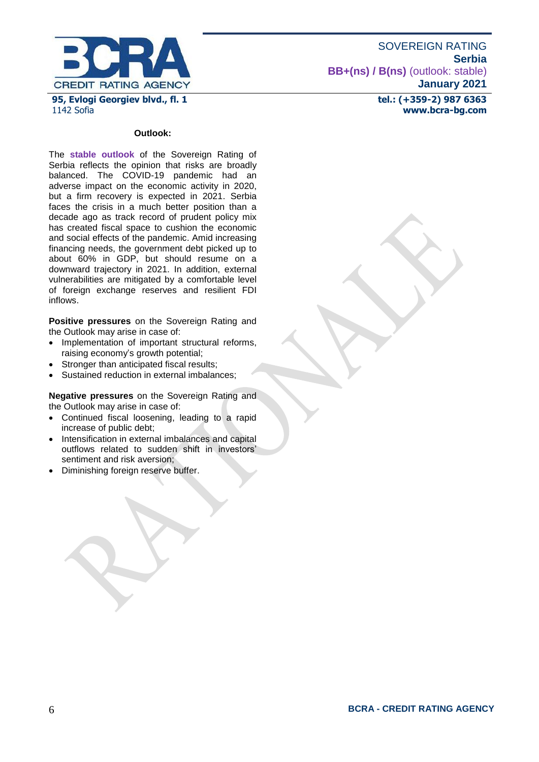**Outlook:**

The **stable outlook** of the Sovereign Rating of Serbia reflects the opinion that risks are broadly balanced. The COVID-19 pandemic had an adverse impact on the economic activity in 2020, but a firm recovery is expected in 2021. Serbia faces the crisis in a much better position than a decade ago as track record of prudent policy mix has created fiscal space to cushion the economic and social effects of the pandemic. Amid increasing financing needs, the government debt picked up to about 60% in GDP, but should resume on a downward trajectory in 2021. In addition, external vulnerabilities are mitigated by a comfortable level of foreign exchange reserves and resilient FDI inflows.

**Positive pressures** on the Sovereign Rating and the Outlook may arise in case of:

- Implementation of important structural reforms, raising economy's growth potential;
- Stronger than anticipated fiscal results;
- Sustained reduction in external imbalances;

**Negative pressures** on the Sovereign Rating and the Outlook may arise in case of:

- Continued fiscal loosening, leading to a rapid increase of public debt;
- Intensification in external imbalances and capital outflows related to sudden shift in investors' sentiment and risk aversion;
- Diminishing foreign reserve buffer.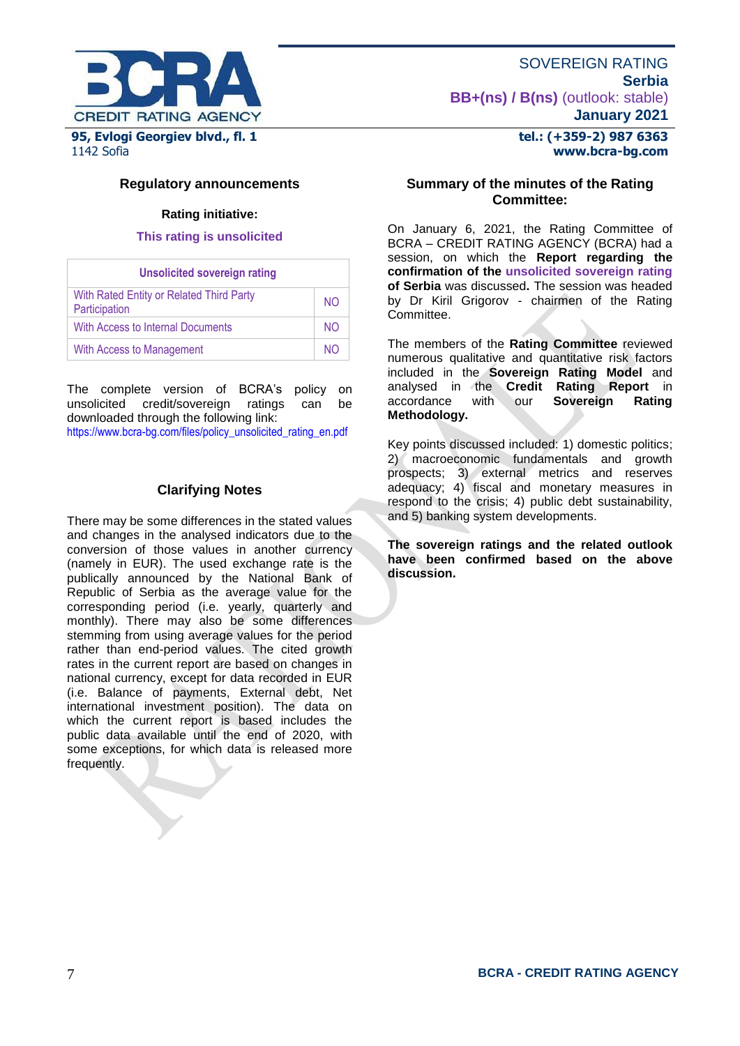## Regulatory announcements

**Rating initiative:**

**This rating is unsolicited**

| Unsolicited sovereign rating | |
|---|---|
| With Rated Entity or Related Third Party Participation | NO |
| With Access to Internal Documents | NO |
| With Access to Management | NO |

The complete version of BCRA's policy on unsolicited credit/sovereign ratings can be downloaded through the following link: https://www.bcra-bg.com/files/policy_unsolicited_rating_en.pdf

## Clarifying Notes

There may be some differences in the stated values and changes in the analysed indicators due to the conversion of those values in another currency (namely in EUR). The used exchange rate is the publically announced by the National Bank of Republic of Serbia as the average value for the corresponding period (i.e. yearly, quarterly and monthly). There may also be some differences stemming from using average values for the period rather than end-period values. The cited growth rates in the current report are based on changes in national currency, except for data recorded in EUR (i.e. Balance of payments, External debt, Net international investment position). The data on which the current report is based includes the public data available until the end of 2020, with some exceptions, for which data is released more frequently.

## Summary of the minutes of the Rating Committee:

On January 6, 2021, the Rating Committee of BCRA – CREDIT RATING AGENCY (BCRA) had a session, on which the **Report regarding the confirmation of the unsolicited sovereign rating of Serbia** was discussed**.** The session was headed by Dr Kiril Grigorov - chairmen of the Rating Committee.

The members of the **Rating Committee** reviewed numerous qualitative and quantitative risk factors included in the **Sovereign Rating Model** and analysed in the **Credit Rating Report** in accordance with our **Sovereign Rating Methodology.**

Key points discussed included: 1) domestic politics; 2) macroeconomic fundamentals and growth prospects; 3) external metrics and reserves adequacy; 4) fiscal and monetary measures in respond to the crisis; 4) public debt sustainability, and 5) banking system developments.

**The sovereign ratings and the related outlook have been confirmed based on the above discussion.**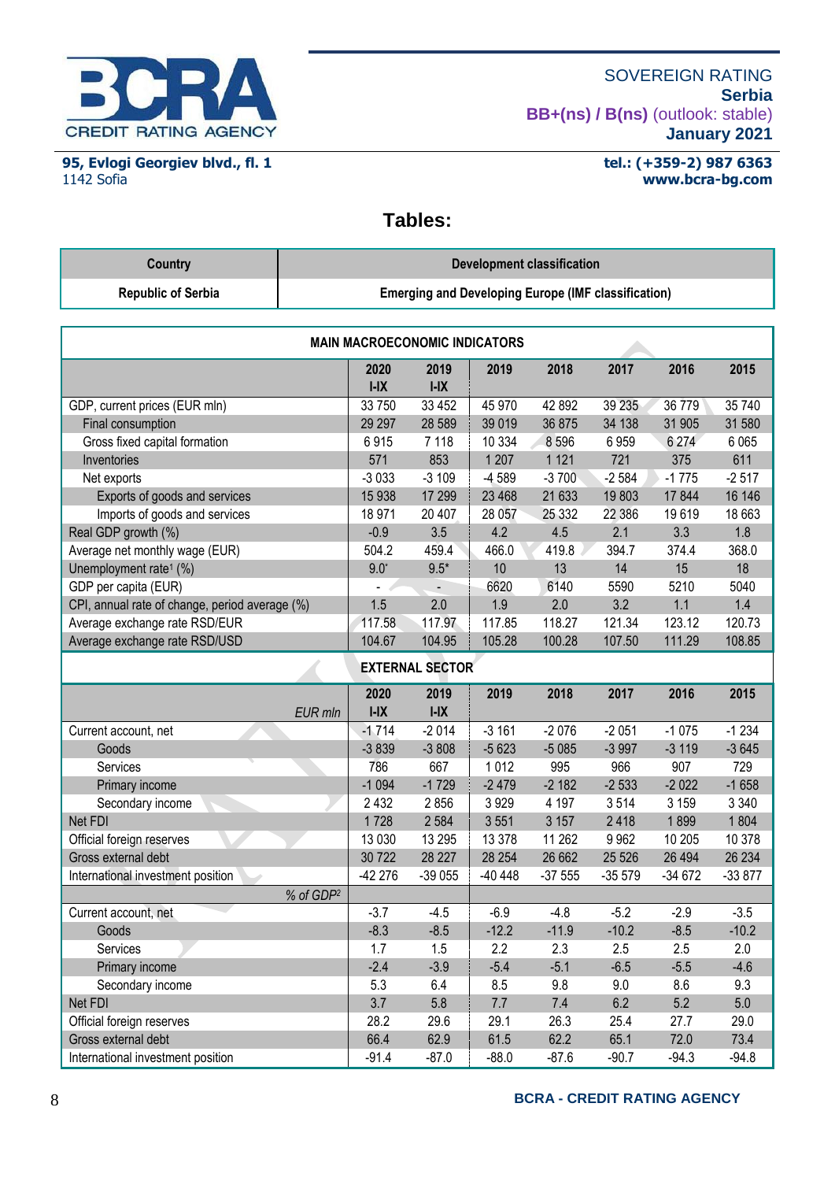# Tables:

| Country | Development classification |
|---|---|
| Republic of Serbia | Emerging and Developing Europe (IMF classification) |

| MAIN MACROECONOMIC INDICATORS | | | | | | | |
|---|---|---|---|---|---|---|---|
| | 2020 I-IX | 2019 I-IX | 2019 | 2018 | 2017 | 2016 | 2015 |
| GDP, current prices (EUR mln) | 33 750 | 33 452 | 45 970 | 42 892 | 39 235 | 36 779 | 35 740 |
| Final consumption | 29 297 | 28 589 | 39 019 | 36 875 | 34 138 | 31 905 | 31 580 |
| Gross fixed capital formation | 6 915 | 7 118 | 10 334 | 8 596 | 6 959 | 6 274 | 6 065 |
| Inventories | 571 | 853 | 1 207 | 1 121 | 721 | 375 | 611 |
| Net exports | -3 033 | -3 109 | -4 589 | -3 700 | -2 584 | -1 775 | -2 517 |
| Exports of goods and services | 15 938 | 17 299 | 23 468 | 21 633 | 19 803 | 17 844 | 16 146 |
| Imports of goods and services | 18 971 | 20 407 | 28 057 | 25 332 | 22 386 | 19 619 | 18 663 |
| Real GDP growth (%) | -0.9 | 3.5 | 4.2 | 4.5 | 2.1 | 3.3 | 1.8 |
| Average net monthly wage (EUR) | 504.2 | 459.4 | 466.0 | 419.8 | 394.7 | 374.4 | 368.0 |
| Unemployment rate[1] (%) | 9.0* | 9.5* | 10 | 13 | 14 | 15 | 18 |
| GDP per capita (EUR) | - | - | 6620 | 6140 | 5590 | 5210 | 5040 |
| CPI, annual rate of change, period average (%) | 1.5 | 2.0 | 1.9 | 2.0 | 3.2 | 1.1 | 1.4 |
| Average exchange rate RSD/EUR | 117.58 | 117.97 | 117.85 | 118.27 | 121.34 | 123.12 | 120.73 |
| Average exchange rate RSD/USD | 104.67 | 104.95 | 105.28 | 100.28 | 107.50 | 111.29 | 108.85 |

| EXTERNAL SECTOR | | | | | | | |
|---|---|---|---|---|---|---|---|
| *EUR mln* | 2020 I-IX | 2019 I-IX | 2019 | 2018 | 2017 | 2016 | 2015 |
| Current account, net | -1 714 | -2 014 | -3 161 | -2 076 | -2 051 | -1 075 | -1 234 |
| Goods | -3 839 | -3 808 | -5 623 | -5 085 | -3 997 | -3 119 | -3 645 |
| Services | 786 | 667 | 1 012 | 995 | 966 | 907 | 729 |
| Primary income | -1 094 | -1 729 | -2 479 | -2 182 | -2 533 | -2 022 | -1 658 |
| Secondary income | 2 432 | 2 856 | 3 929 | 4 197 | 3 514 | 3 159 | 3 340 |
| Net FDI | 1 728 | 2 584 | 3 551 | 3 157 | 2 418 | 1 899 | 1 804 |
| Official foreign reserves | 13 030 | 13 295 | 13 378 | 11 262 | 9 962 | 10 205 | 10 378 |
| Gross external debt | 30 722 | 28 227 | 28 254 | 26 662 | 25 526 | 26 494 | 26 234 |
| International investment position | -42 276 | -39 055 | -40 448 | -37 555 | -35 579 | -34 672 | -33 877 |
| *% of GDP[2]* | | | | | | | |
| Current account, net | -3.7 | -4.5 | -6.9 | -4.8 | -5.2 | -2.9 | -3.5 |
| Goods | -8.3 | -8.5 | -12.2 | -11.9 | -10.2 | -8.5 | -10.2 |
| Services | 1.7 | 1.5 | 2.2 | 2.3 | 2.5 | 2.5 | 2.0 |
| Primary income | -2.4 | -3.9 | -5.4 | -5.1 | -6.5 | -5.5 | -4.6 |
| Secondary income | 5.3 | 6.4 | 8.5 | 9.8 | 9.0 | 8.6 | 9.3 |
| Net FDI | 3.7 | 5.8 | 7.7 | 7.4 | 6.2 | 5.2 | 5.0 |
| Official foreign reserves | 28.2 | 29.6 | 29.1 | 26.3 | 25.4 | 27.7 | 29.0 |
| Gross external debt | 66.4 | 62.9 | 61.5 | 62.2 | 65.1 | 72.0 | 73.4 |
| International investment position | -91.4 | -87.0 | -88.0 | -87.6 | -90.7 | -94.3 | -94.8 |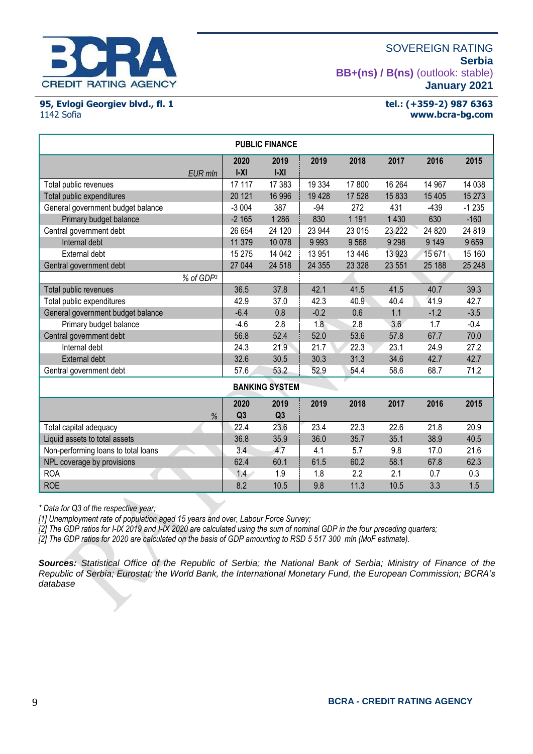SOVEREIGN RATING
**Serbia**
**BB+(ns) / B(ns)** (outlook: stable)
**January 2021**

**95, Evlogi Georgiev blvd., fl. 1**
1142 Sofia

**tel.: (+359-2) 987 6363**
**www.bcra-bg.com**

| PUBLIC FINANCE | | | | | | | |
|---|---|---|---|---|---|---|---|
| *EUR mln* | **2020 I-XI** | **2019 I-XI** | **2019** | **2018** | **2017** | **2016** | **2015** |
| Total public revenues | 17 117 | 17 383 | 19 334 | 17 800 | 16 264 | 14 967 | 14 038 |
| Total public expenditures | 20 121 | 16 996 | 19 428 | 17 528 | 15 833 | 15 405 | 15 273 |
| General government budget balance | -3 004 | 387 | -94 | 272 | 431 | -439 | -1 235 |
| Primary budget balance | -2 165 | 1 286 | 830 | 1 191 | 1 430 | 630 | -160 |
| Central government debt | 26 654 | 24 120 | 23 944 | 23 015 | 23 222 | 24 820 | 24 819 |
| Internal debt | 11 379 | 10 078 | 9 993 | 9 568 | 9 298 | 9 149 | 9 659 |
| External debt | 15 275 | 14 042 | 13 951 | 13 446 | 13 923 | 15 671 | 15 160 |
| Gentral government debt | 27 044 | 24 518 | 24 355 | 23 328 | 23 551 | 25 188 | 25 248 |
| *% of GDP[3]* | | | | | | | |
| Total public revenues | 36.5 | 37.8 | 42.1 | 41.5 | 41.5 | 40.7 | 39.3 |
| Total public expenditures | 42.9 | 37.0 | 42.3 | 40.9 | 40.4 | 41.9 | 42.7 |
| General government budget balance | -6.4 | 0.8 | -0.2 | 0.6 | 1.1 | -1.2 | -3.5 |
| Primary budget balance | -4.6 | 2.8 | 1.8 | 2.8 | 3.6 | 1.7 | -0.4 |
| Central government debt | 56.8 | 52.4 | 52.0 | 53.6 | 57.8 | 67.7 | 70.0 |
| Internal debt | 24.3 | 21.9 | 21.7 | 22.3 | 23.1 | 24.9 | 27.2 |
| External debt | 32.6 | 30.5 | 30.3 | 31.3 | 34.6 | 42.7 | 42.7 |
| Gentral government debt | 57.6 | 53.2 | 52.9 | 54.4 | 58.6 | 68.7 | 71.2 |

| BANKING SYSTEM | | | | | | | |
|---|---|---|---|---|---|---|---|
| *%* | **2020 Q3** | **2019 Q3** | **2019** | **2018** | **2017** | **2016** | **2015** |
| Total capital adequacy | 22.4 | 23.6 | 23.4 | 22.3 | 22.6 | 21.8 | 20.9 |
| Liquid assets to total assets | 36.8 | 35.9 | 36.0 | 35.7 | 35.1 | 38.9 | 40.5 |
| Non-performing loans to total loans | 3.4 | 4.7 | 4.1 | 5.7 | 9.8 | 17.0 | 21.6 |
| NPL coverage by provisions | 62.4 | 60.1 | 61.5 | 60.2 | 58.1 | 67.8 | 62.3 |
| ROA | 1.4 | 1.9 | 1.8 | 2.2 | 2.1 | 0.7 | 0.3 |
| ROE | 8.2 | 10.5 | 9.8 | 11.3 | 10.5 | 3.3 | 1.5 |

*\* Data for Q3 of the respective year;*
*[1] Unemployment rate of population aged 15 years and over, Labour Force Survey;*
*[2] The GDP ratios for I-IX 2019 and I-IX 2020 are calculated using the sum of nominal GDP in the four preceding quarters;*
*[2] The GDP ratios for 2020 are calculated on the basis of GDP amounting to RSD 5 517 300 mln (MoF estimate).*

***Sources:*** *Statistical Office of the Republic of Serbia; the National Bank of Serbia; Ministry of Finance of the Republic of Serbia; Eurostat; the World Bank, the International Monetary Fund, the European Commission; BCRA's database*